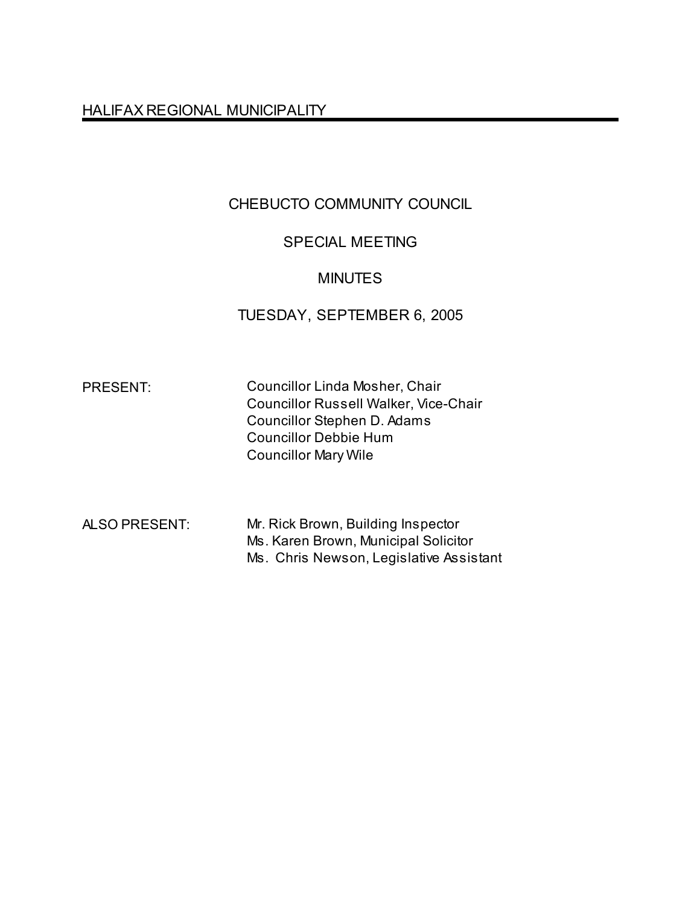HALIFAX REGIONAL MUNICIPALITY

# CHEBUCTO COMMUNITY COUNCIL

## SPECIAL MEETING

## MINUTES

## TUESDAY, SEPTEMBER 6, 2005

PRESENT: Councillor Linda Mosher, Chair
Councillor Russell Walker, Vice-Chair
Councillor Stephen D. Adams
Councillor Debbie Hum
Councillor Mary Wile

ALSO PRESENT: Mr. Rick Brown, Building Inspector
Ms. Karen Brown, Municipal Solicitor
Ms. Chris Newson, Legislative Assistant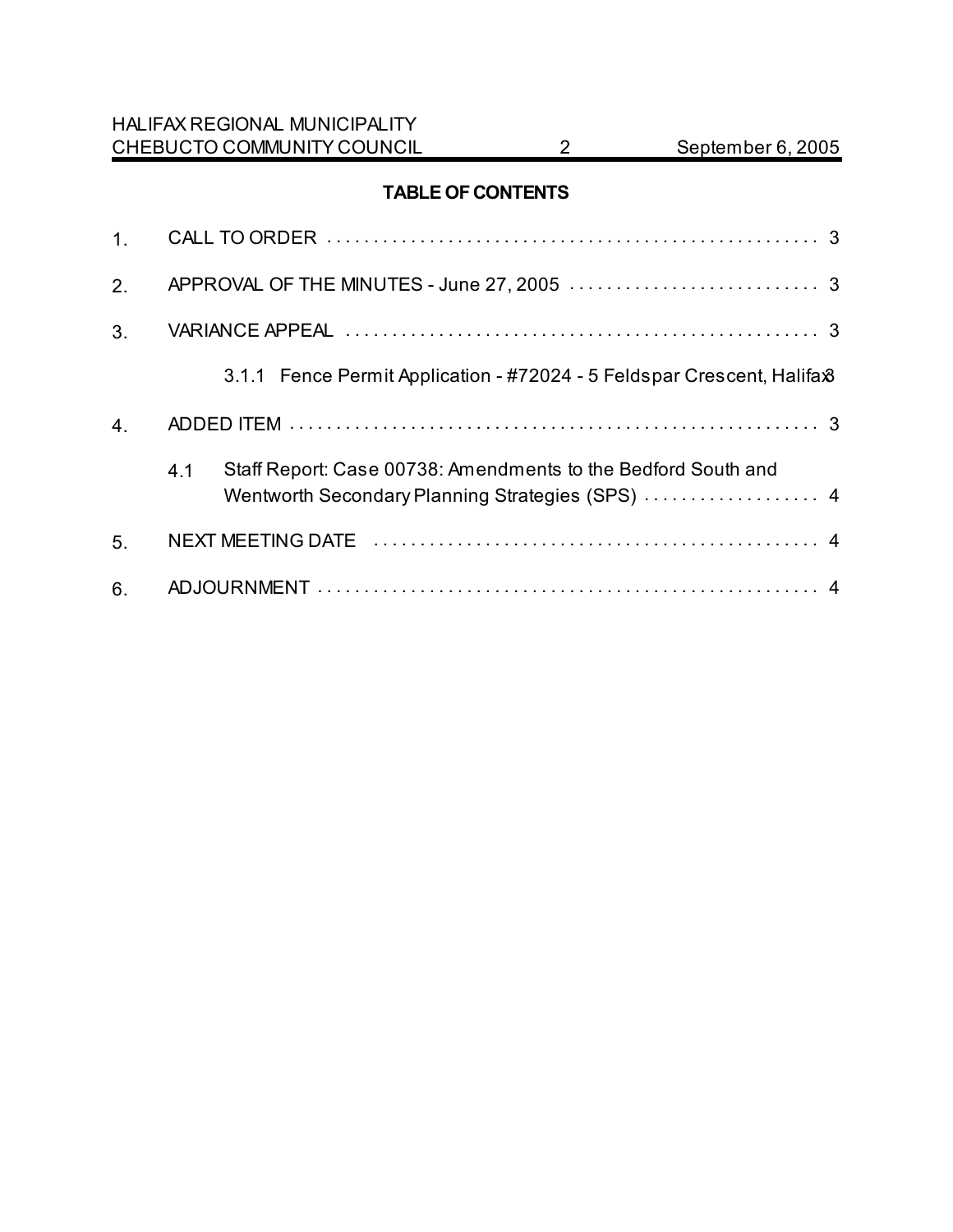## TABLE OF CONTENTS

1. CALL TO ORDER . . . . . . . . . . . . . . . . . . . . . . . . . . . . . . . . . . . . . . . . . . . . . . . . . . . . . 3
2. APPROVAL OF THE MINUTES - June 27, 2005 . . . . . . . . . . . . . . . . . . . . . . . . . . . 3
3. VARIANCE APPEAL . . . . . . . . . . . . . . . . . . . . . . . . . . . . . . . . . . . . . . . . . . . . . . . . . . 3
   - 3.1.1 Fence Permit Application - #72024 - 5 Feldspar Crescent, Halifax 3
4. ADDED ITEM . . . . . . . . . . . . . . . . . . . . . . . . . . . . . . . . . . . . . . . . . . . . . . . . . . . . . . . . 3
   - 4.1 Staff Report: Case 00738: Amendments to the Bedford South and Wentworth Secondary Planning Strategies (SPS) . . . . . . . . . . . . . . . . . . . 4
5. NEXT MEETING DATE . . . . . . . . . . . . . . . . . . . . . . . . . . . . . . . . . . . . . . . . . . . . . . . . 4
6. ADJOURNMENT . . . . . . . . . . . . . . . . . . . . . . . . . . . . . . . . . . . . . . . . . . . . . . . . . . . . . 4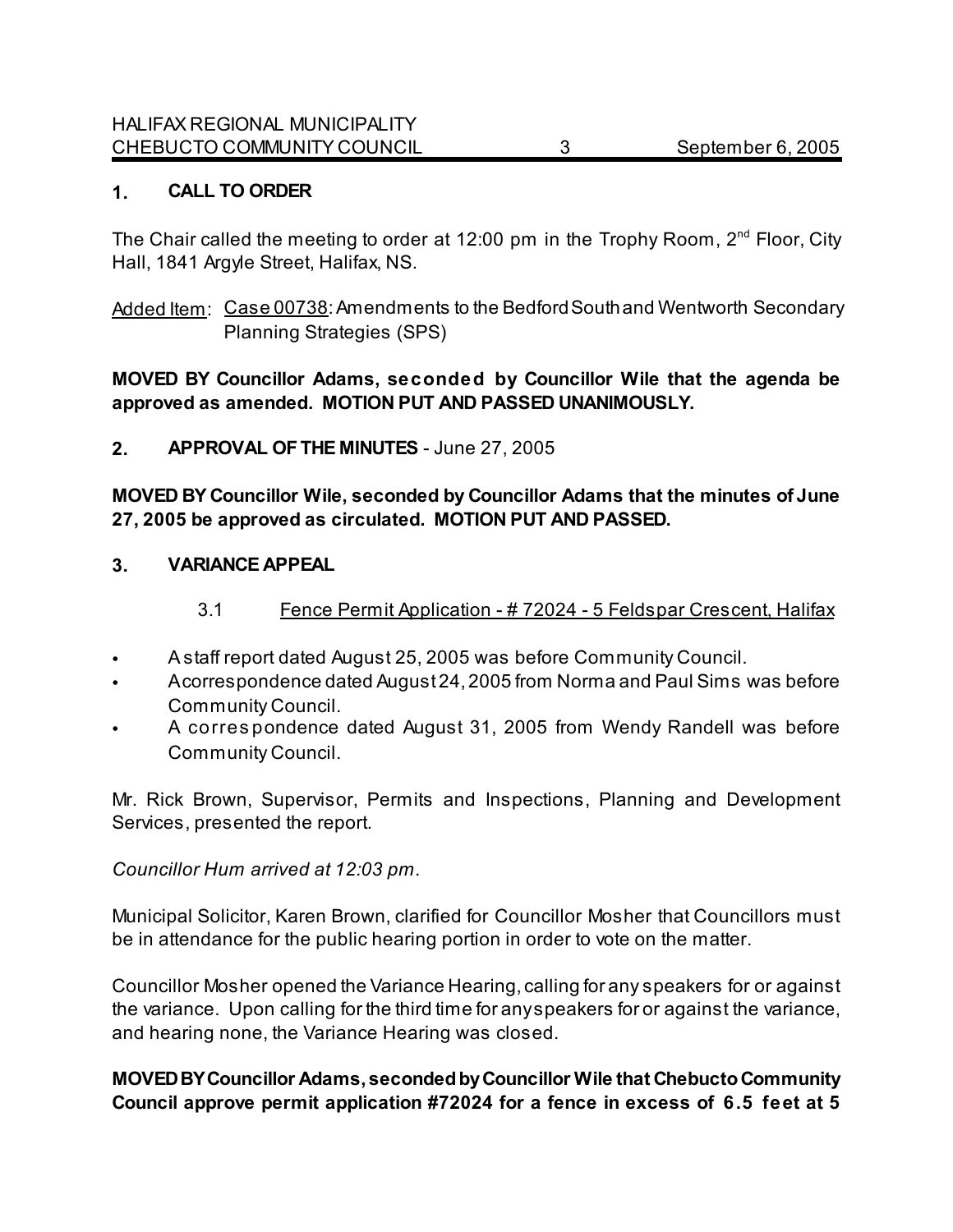## 1. CALL TO ORDER

The Chair called the meeting to order at 12:00 pm in the Trophy Room, 2nd Floor, City Hall, 1841 Argyle Street, Halifax, NS.

Added Item: Case 00738: Amendments to the Bedford South and Wentworth Secondary Planning Strategies (SPS)

**MOVED BY Councillor Adams, seconded by Councillor Wile that the agenda be approved as amended. MOTION PUT AND PASSED UNANIMOUSLY.**

## 2. APPROVAL OF THE MINUTES - June 27, 2005

**MOVED BY Councillor Wile, seconded by Councillor Adams that the minutes of June 27, 2005 be approved as circulated. MOTION PUT AND PASSED.**

## 3. VARIANCE APPEAL

### 3.1 Fence Permit Application - # 72024 - 5 Feldspar Crescent, Halifax

- A staff report dated August 25, 2005 was before Community Council.
- A correspondence dated August 24, 2005 from Norma and Paul Sims was before Community Council.
- A correspondence dated August 31, 2005 from Wendy Randell was before Community Council.

Mr. Rick Brown, Supervisor, Permits and Inspections, Planning and Development Services, presented the report.

*Councillor Hum arrived at 12:03 pm.*

Municipal Solicitor, Karen Brown, clarified for Councillor Mosher that Councillors must be in attendance for the public hearing portion in order to vote on the matter.

Councillor Mosher opened the Variance Hearing, calling for any speakers for or against the variance. Upon calling for the third time for any speakers for or against the variance, and hearing none, the Variance Hearing was closed.

**MOVED BY Councillor Adams, seconded by Councillor Wile that Chebucto Community Council approve permit application #72024 for a fence in excess of 6.5 feet at 5**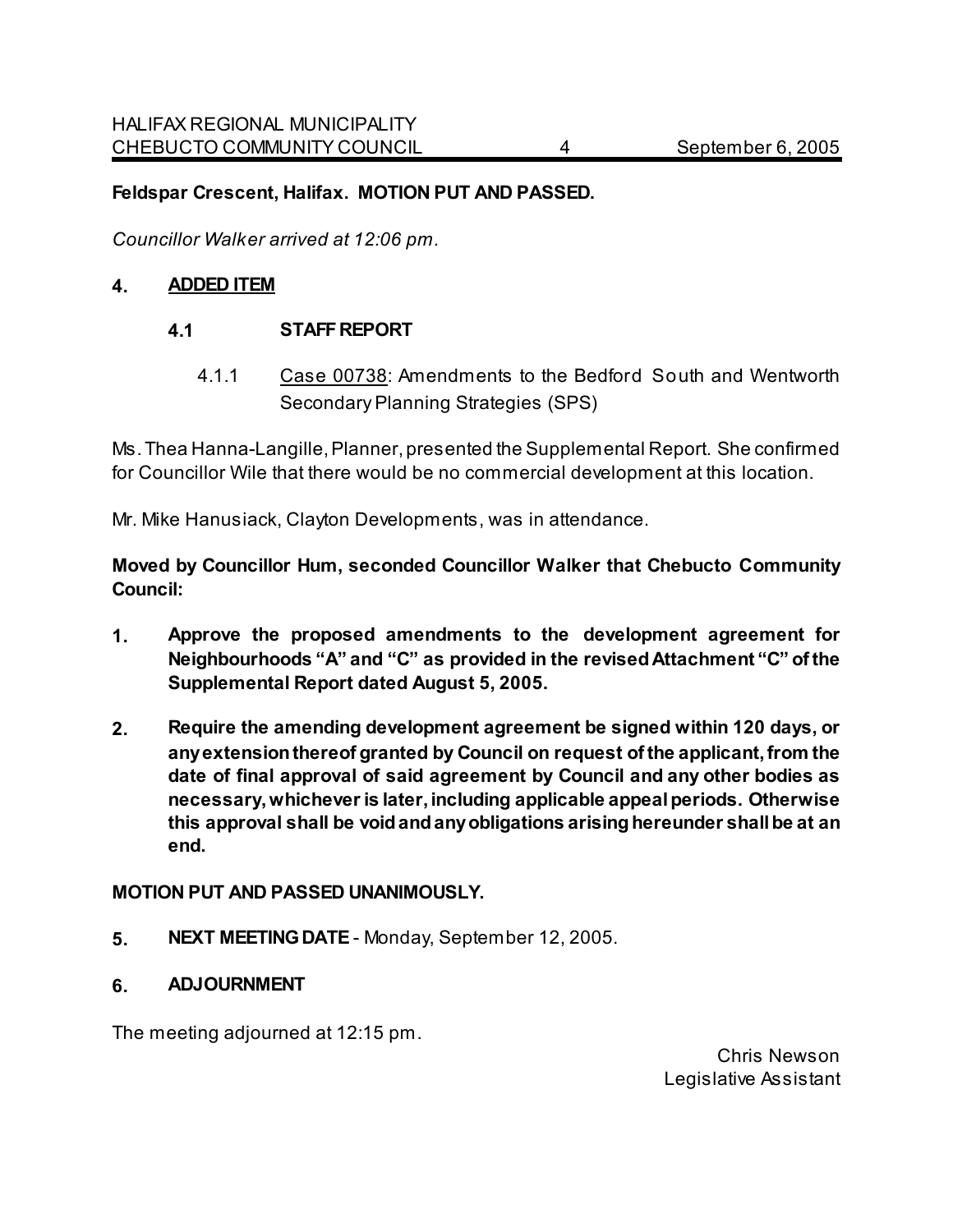**Feldspar Crescent, Halifax. MOTION PUT AND PASSED.**

*Councillor Walker arrived at 12:06 pm.*

## 4. ADDED ITEM

### 4.1 STAFF REPORT

4.1.1 Case 00738: Amendments to the Bedford South and Wentworth Secondary Planning Strategies (SPS)

Ms. Thea Hanna-Langille, Planner, presented the Supplemental Report. She confirmed for Councillor Wile that there would be no commercial development at this location.

Mr. Mike Hanusiack, Clayton Developments, was in attendance.

**Moved by Councillor Hum, seconded Councillor Walker that Chebucto Community Council:**

1. **Approve the proposed amendments to the development agreement for Neighbourhoods "A" and "C" as provided in the revised Attachment "C" of the Supplemental Report dated August 5, 2005.**
2. **Require the amending development agreement be signed within 120 days, or any extension thereof granted by Council on request of the applicant, from the date of final approval of said agreement by Council and any other bodies as necessary, whichever is later, including applicable appeal periods. Otherwise this approval shall be void and any obligations arising hereunder shall be at an end.**

**MOTION PUT AND PASSED UNANIMOUSLY.**

## 5. NEXT MEETING DATE - Monday, September 12, 2005.

## 6. ADJOURNMENT

The meeting adjourned at 12:15 pm.

Chris Newson
Legislative Assistant